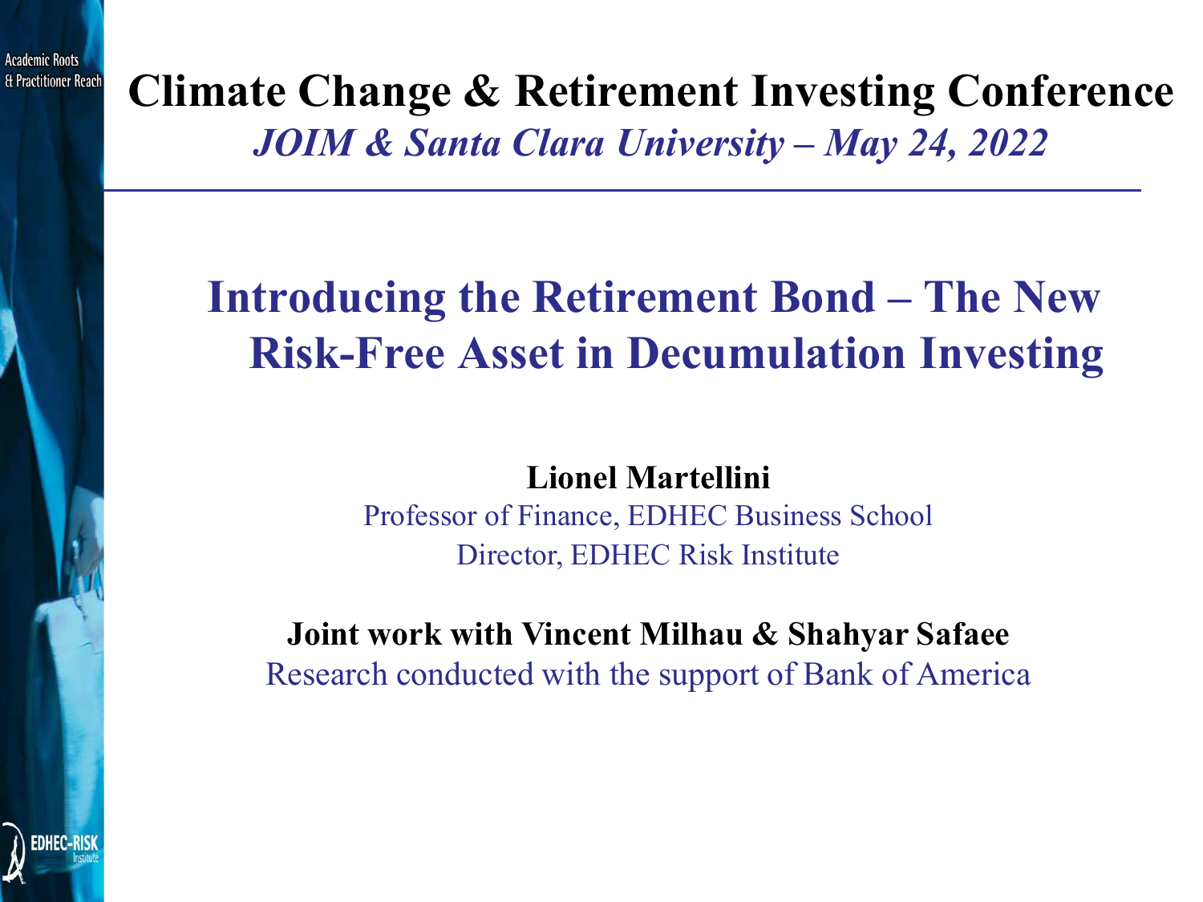# Climate Change & Retirement Investing Conference

*JOIM & Santa Clara University – May 24, 2022*

## Introducing the Retirement Bond – The New Risk-Free Asset in Decumulation Investing

**Lionel Martellini**

Professor of Finance, EDHEC Business School

Director, EDHEC Risk Institute

**Joint work with Vincent Milhau & Shahyar Safaee**

Research conducted with the support of Bank of America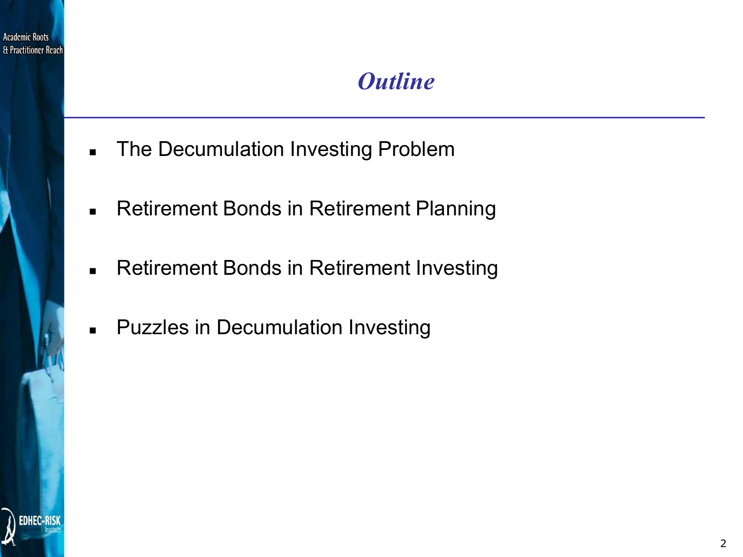# *Outline*

- The Decumulation Investing Problem
- Retirement Bonds in Retirement Planning
- Retirement Bonds in Retirement Investing
- Puzzles in Decumulation Investing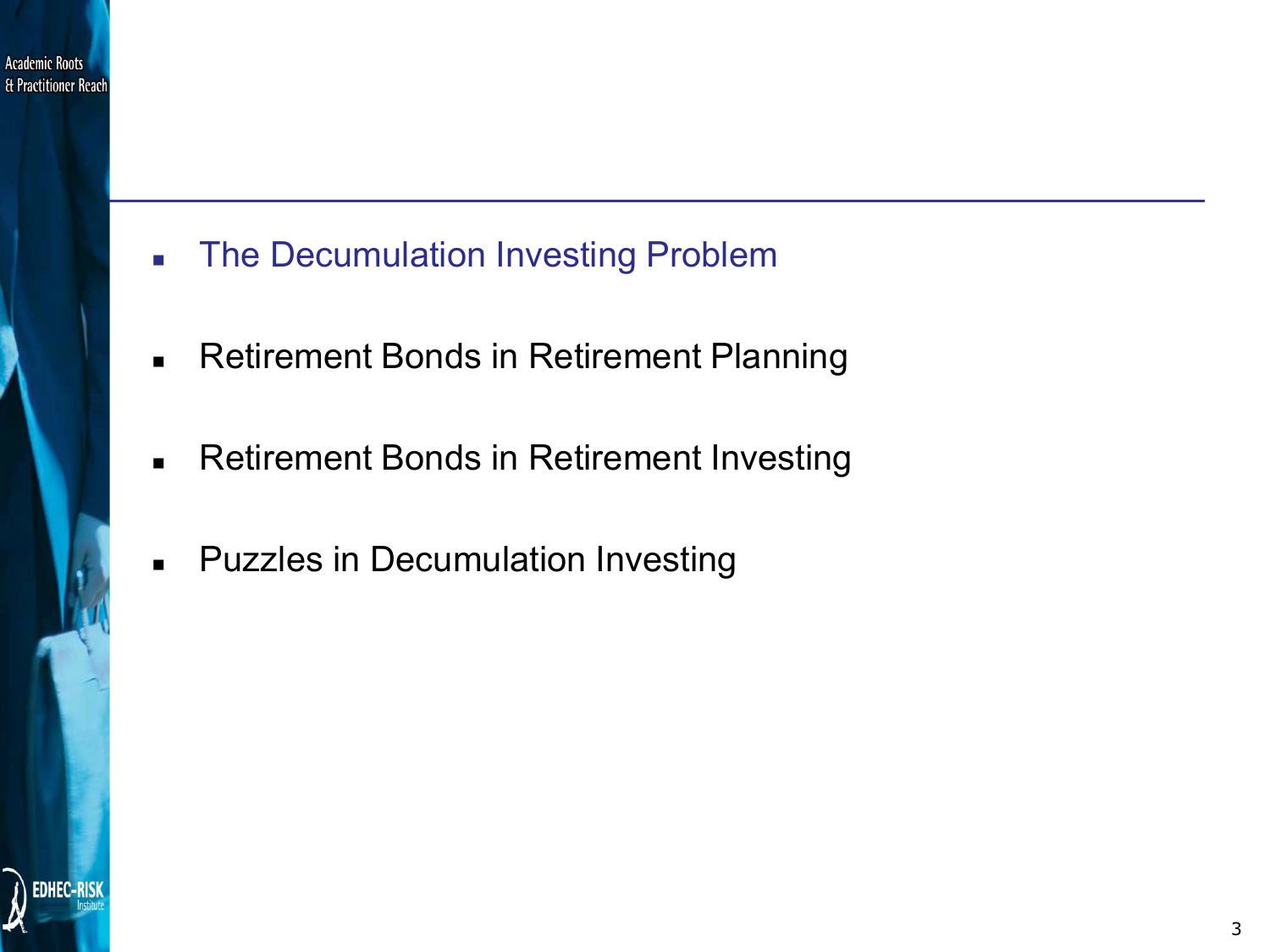- The Decumulation Investing Problem
- Retirement Bonds in Retirement Planning
- Retirement Bonds in Retirement Investing
- Puzzles in Decumulation Investing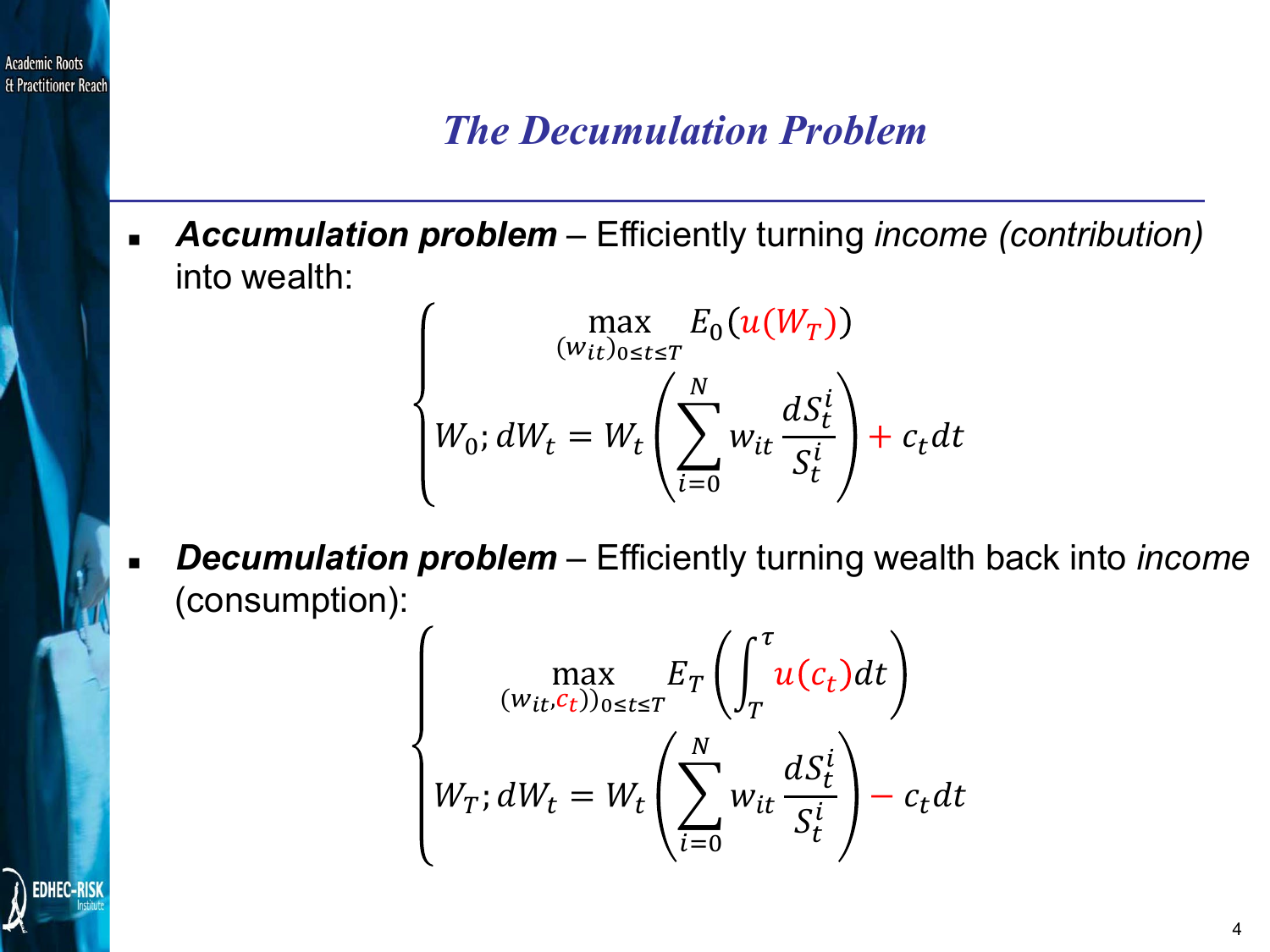# *The Decumulation Problem*

- ***Accumulation problem*** – Efficiently turning *income (contribution)* into wealth:

$$
\begin{cases}
\max\limits_{(w_{it})_{0 \le t \le T}} E_0\left(u(W_T)\right) \\
W_0; dW_t = W_t\left(\sum_{i=0}^{N} w_{it} \dfrac{dS_t^i}{S_t^i}\right) + c_t dt
\end{cases}
$$

- ***Decumulation problem*** – Efficiently turning wealth back into *income* (consumption):

$$
\begin{cases}
\max\limits_{(w_{it}, c_t))_{0 \le t \le T}} E_T\left(\int_T^{\tau} u(c_t) dt\right) \\
W_T; dW_t = W_t\left(\sum_{i=0}^{N} w_{it} \dfrac{dS_t^i}{S_t^i}\right) - c_t dt
\end{cases}
$$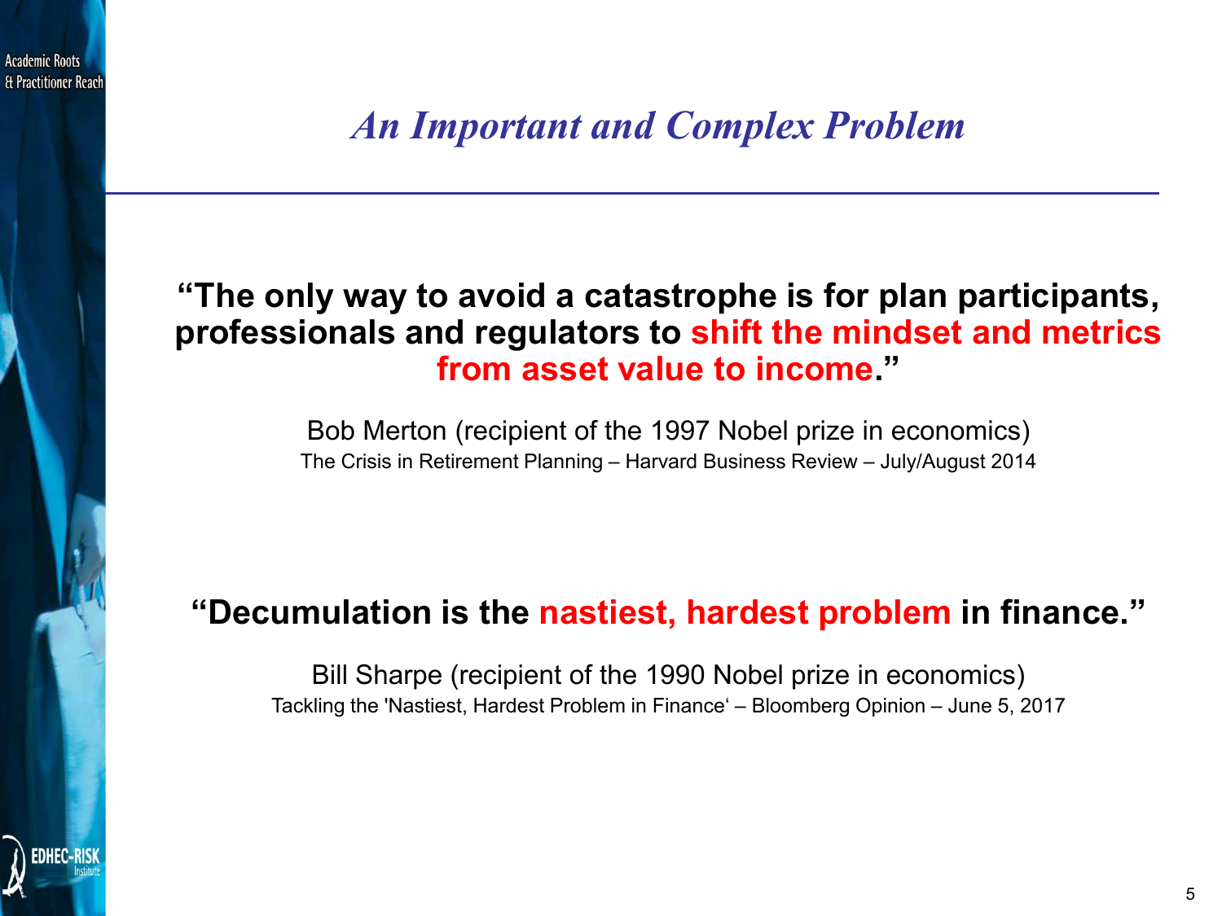## *An Important and Complex Problem*

**"The only way to avoid a catastrophe is for plan participants, professionals and regulators to shift the mindset and metrics from asset value to income."**

Bob Merton (recipient of the 1997 Nobel prize in economics)
The Crisis in Retirement Planning – Harvard Business Review – July/August 2014

**"Decumulation is the nastiest, hardest problem in finance."**

Bill Sharpe (recipient of the 1990 Nobel prize in economics)
Tackling the 'Nastiest, Hardest Problem in Finance' – Bloomberg Opinion – June 5, 2017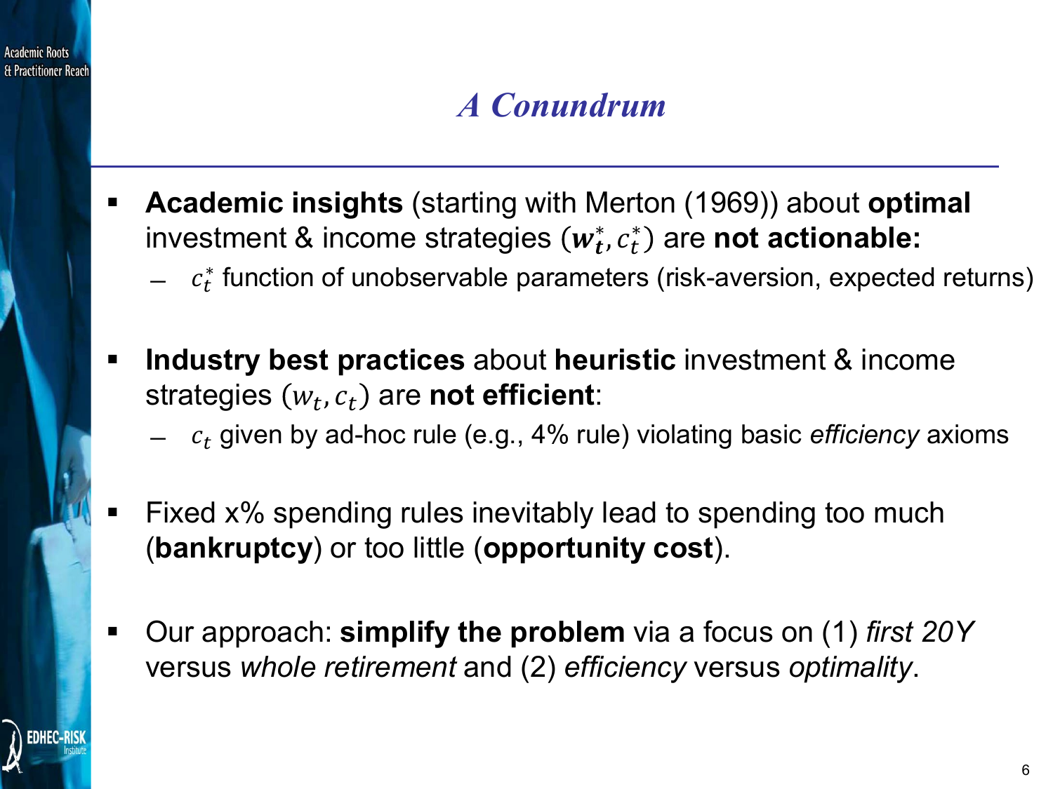# *A Conundrum*

- **Academic insights** (starting with Merton (1969)) about **optimal** investment & income strategies $(\boldsymbol{w_t^*}, c_t^*)$ are **not actionable:**
  - $c_t^*$ function of unobservable parameters (risk-aversion, expected returns)

- **Industry best practices** about **heuristic** investment & income strategies $(w_t, c_t)$ are **not efficient**:
  - $c_t$ given by ad-hoc rule (e.g., 4% rule) violating basic *efficiency* axioms

- Fixed x% spending rules inevitably lead to spending too much (**bankruptcy**) or too little (**opportunity cost**).

- Our approach: **simplify the problem** via a focus on (1) *first 20Y* versus *whole retirement* and (2) *efficiency* versus *optimality*.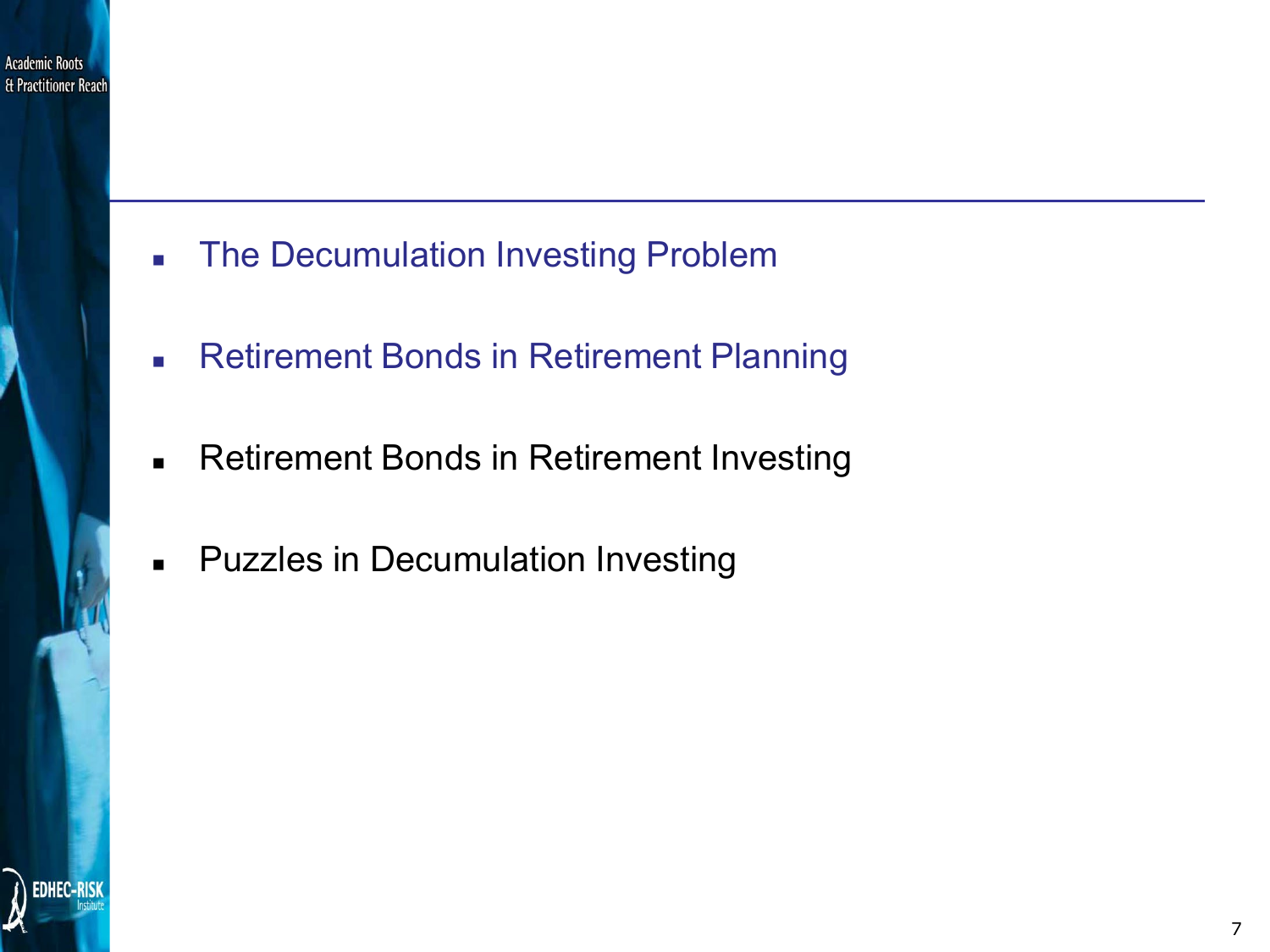- The Decumulation Investing Problem
- Retirement Bonds in Retirement Planning
- Retirement Bonds in Retirement Investing
- Puzzles in Decumulation Investing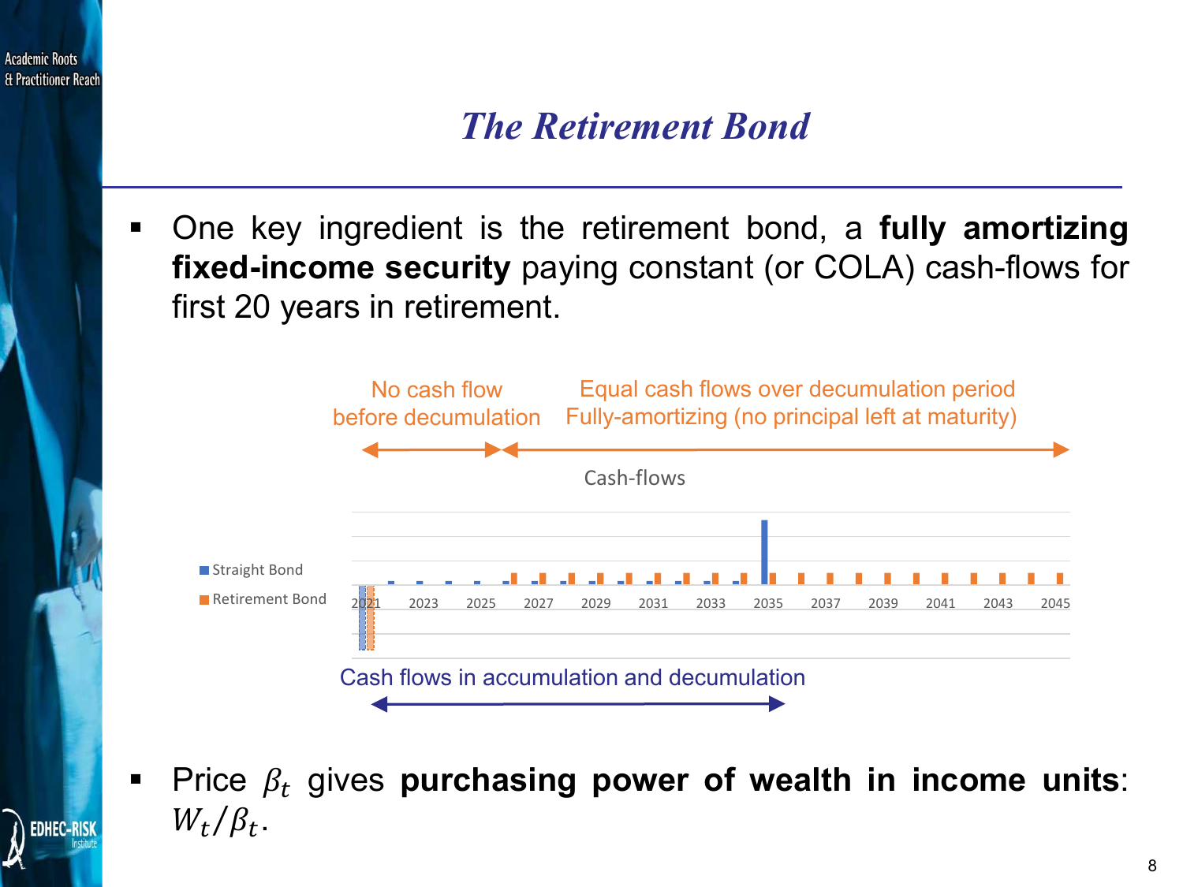# The Retirement Bond

- One key ingredient is the retirement bond, a **fully amortizing fixed-income security** paying constant (or COLA) cash-flows for first 20 years in retirement.

No cash flow before decumulation

Equal cash flows over decumulation period Fully-amortizing (no principal left at maturity)

Cash-flows

Straight Bond
Retirement Bond

2021 2023 2025 2027 2029 2031 2033 2035 2037 2039 2041 2043 2045

Cash flows in accumulation and decumulation

- Price $\beta_t$ gives **purchasing power of wealth in income units**: $W_t/\beta_t$.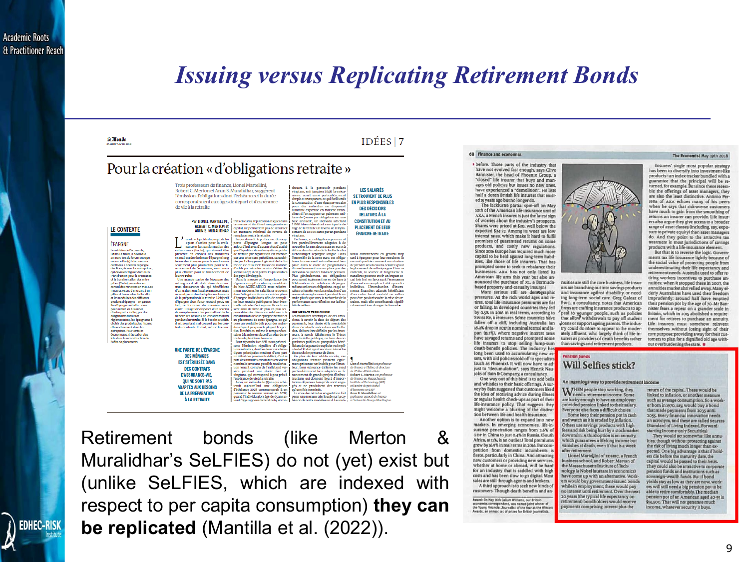# Issuing versus Replicating Retirement Bonds

Retirement bonds (like Merton & Muralidhar's SeLFIES) do not (yet) exist but (unlike SeLFIES, which are indexed with respect to per capita consumption) **they can be replicated** (Mantilla et al. (2022)).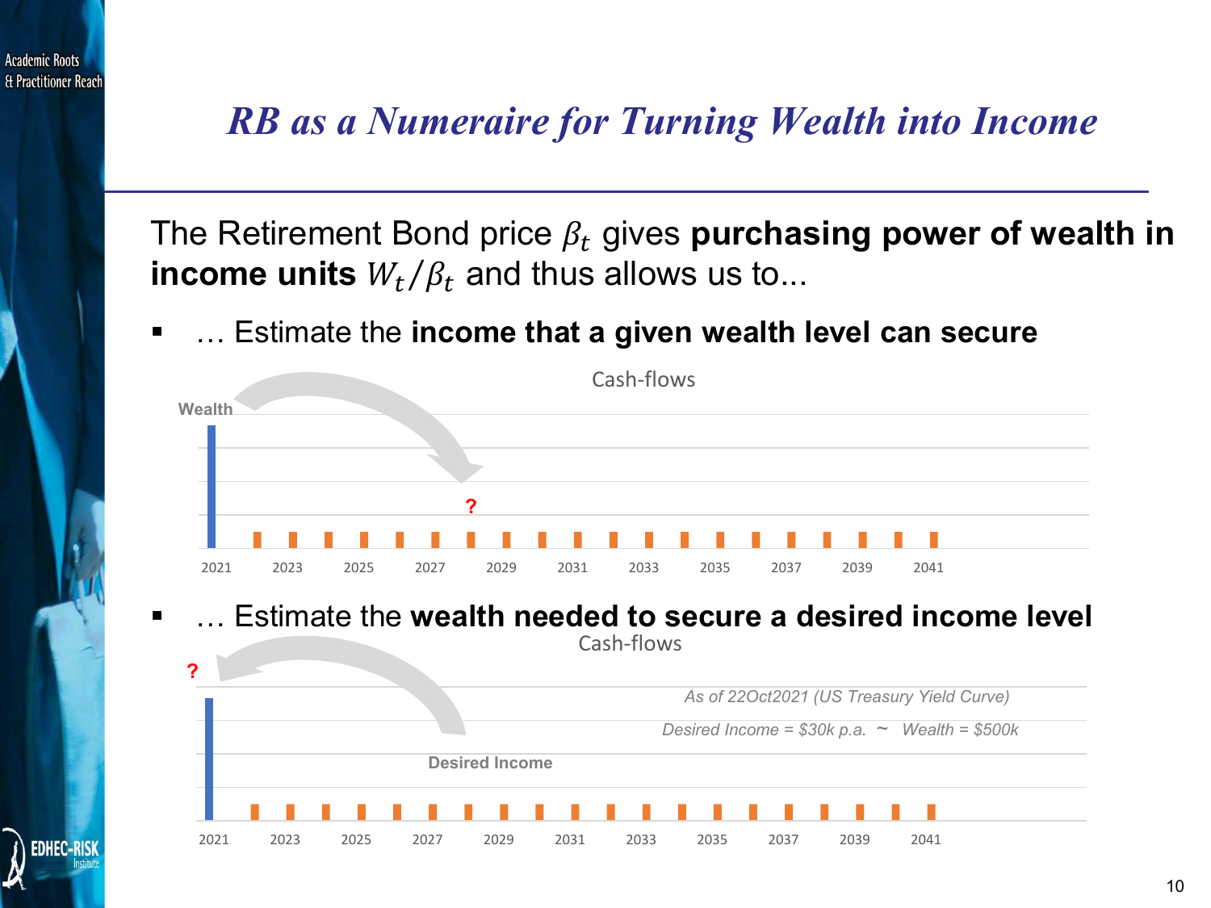# *RB as a Numeraire for Turning Wealth into Income*

The Retirement Bond price $\beta_t$ gives **purchasing power of wealth in income units** $W_t/\beta_t$ and thus allows us to...

- … Estimate the **income that a given wealth level can secure**

Cash-flows

Wealth

?

2021 2023 2025 2027 2029 2031 2033 2035 2037 2039 2041

- … Estimate the **wealth needed to secure a desired income level**

Cash-flows

?

*As of 22Oct2021 (US Treasury Yield Curve)*

*Desired Income = $30k p.a. ~ Wealth = $500k*

Desired Income

2021 2023 2025 2027 2029 2031 2033 2035 2037 2039 2041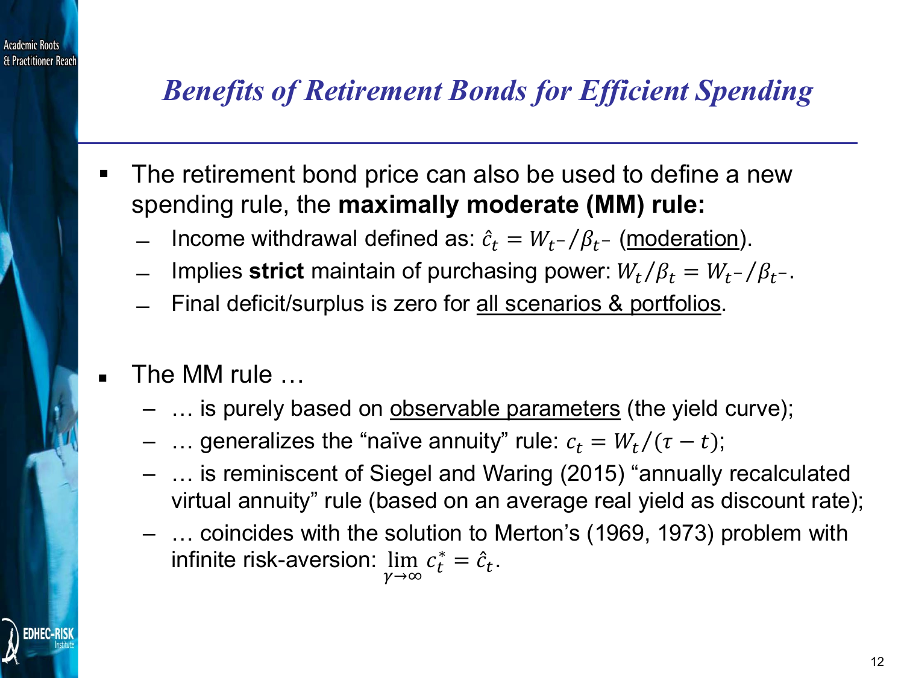# *Benefits of Retirement Bonds for Efficient Spending*

- The retirement bond price can also be used to define a new spending rule, the **maximally moderate (MM) rule:**
  - Income withdrawal defined as: $\hat{c}_t = W_{t^-}/\beta_{t^-}$ (moderation).
  - Implies **strict** maintain of purchasing power: $W_t/\beta_t = W_{t^-}/\beta_{t^-}$.
  - Final deficit/surplus is zero for all scenarios & portfolios.

- The MM rule …
  - … is purely based on observable parameters (the yield curve);
  - … generalizes the "naïve annuity" rule: $c_t = W_t/(\tau - t)$;
  - … is reminiscent of Siegel and Waring (2015) "annually recalculated virtual annuity" rule (based on an average real yield as discount rate);
  - … coincides with the solution to Merton's (1969, 1973) problem with infinite risk-aversion: $\lim_{\gamma \to \infty} c_t^* = \hat{c}_t$.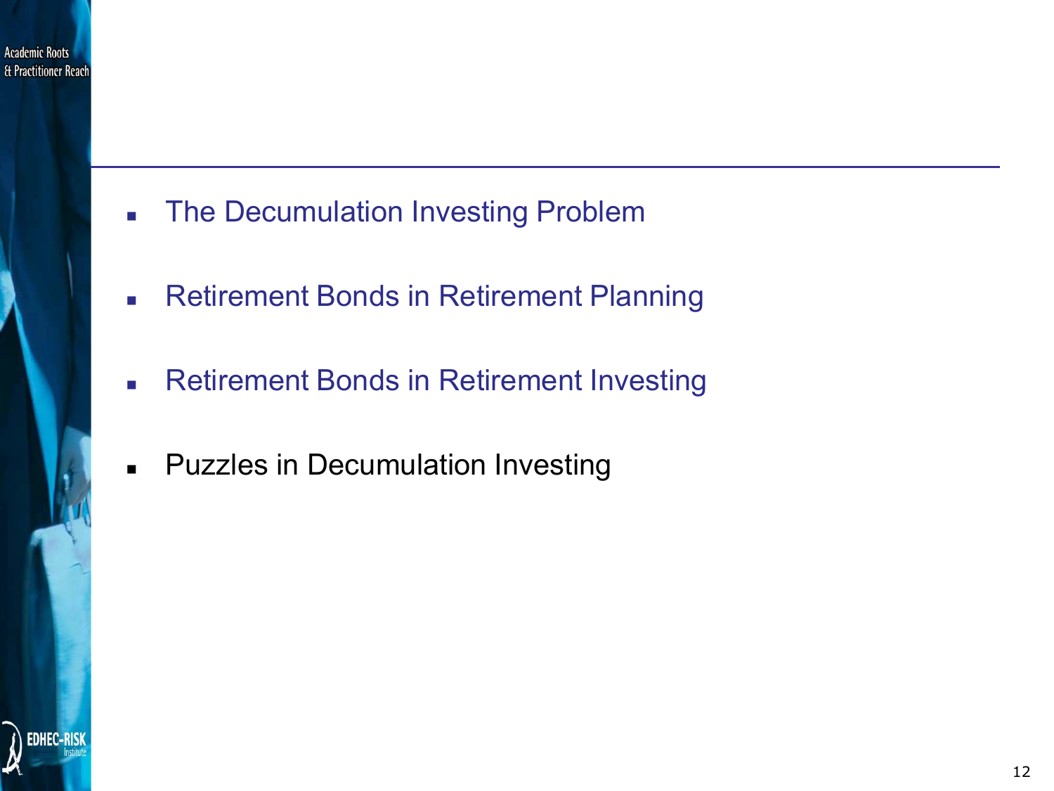- The Decumulation Investing Problem
- Retirement Bonds in Retirement Planning
- Retirement Bonds in Retirement Investing
- Puzzles in Decumulation Investing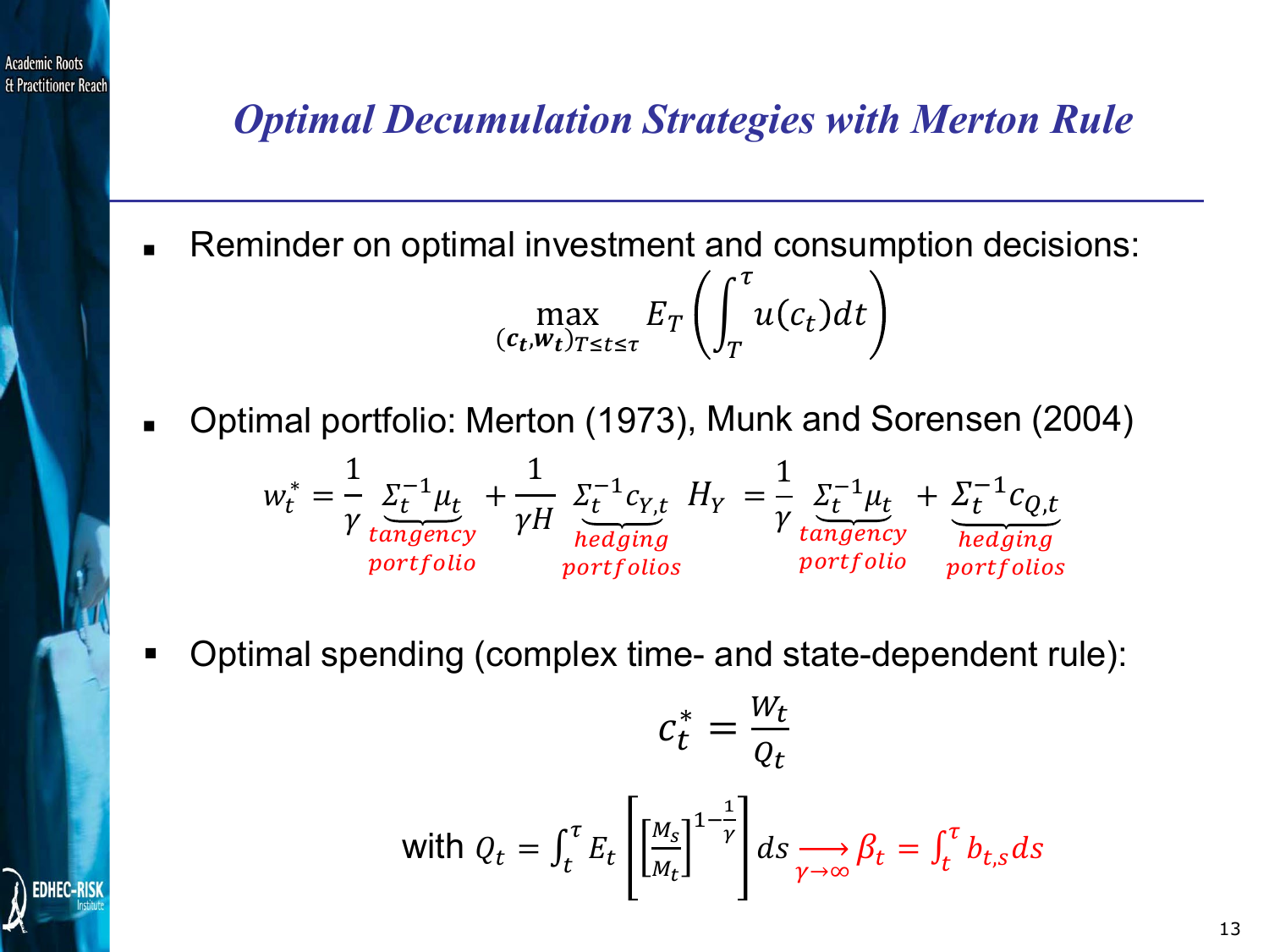# Optimal Decumulation Strategies with Merton Rule

- Reminder on optimal investment and consumption decisions:

$$\max_{(\boldsymbol{c_t},\boldsymbol{w_t})_{T\le t\le \tau}} E_T\left(\int_T^{\tau} u(c_t)dt\right)$$

- Optimal portfolio: Merton (1973), Munk and Sorensen (2004)

$$w_t^* = \frac{1}{\gamma}\underbrace{\Sigma_t^{-1}\mu_t}_{\substack{tangency\\ portfolio}} + \frac{1}{\gamma H}\underbrace{\Sigma_t^{-1}c_{Y,t}}_{\substack{hedging\\ portfolios}} H_Y = \frac{1}{\gamma}\underbrace{\Sigma_t^{-1}\mu_t}_{\substack{tangency\\ portfolio}} + \underbrace{\Sigma_t^{-1}c_{Q,t}}_{\substack{hedging\\ portfolios}}$$

- Optimal spending (complex time- and state-dependent rule):

$$c_t^* = \frac{W_t}{Q_t}$$

$$\text{with } Q_t = \int_t^{\tau} E_t\left[\left[\frac{M_s}{M_t}\right]^{1-\frac{1}{\gamma}}\right]ds \underset{\gamma\to\infty}{\longrightarrow} \beta_t = \int_t^{\tau} b_{t,s}ds$$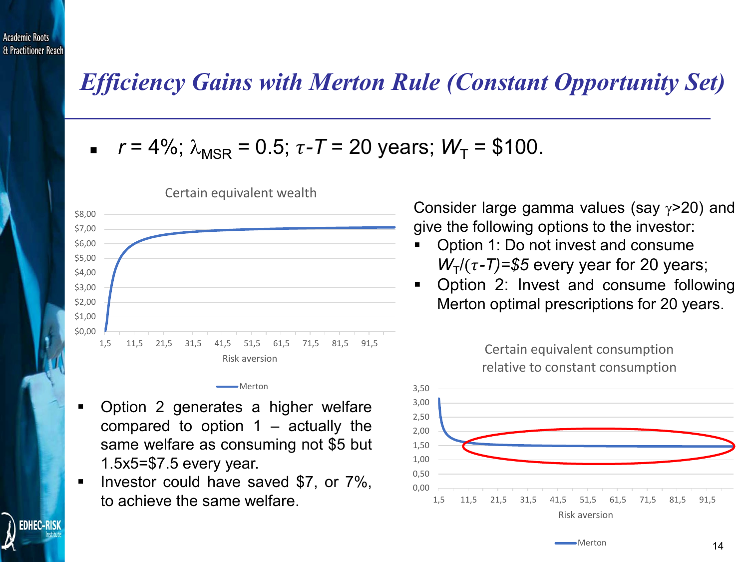# *Efficiency Gains with Merton Rule (Constant Opportunity Set)*

- $r$ = 4%; $\lambda_{MSR}$ = 0.5; $\tau$-$T$ = 20 years; $W_T$ = \$100.

Consider large gamma values (say $\gamma$>20) and give the following options to the investor:

- Option 1: Do not invest and consume $W_T/(\tau - T)$=*\$5* every year for 20 years;
- Option 2: Invest and consume following Merton optimal prescriptions for 20 years.

Certain equivalent wealth

Certain equivalent consumption relative to constant consumption

- Option 2 generates a higher welfare compared to option 1 – actually the same welfare as consuming not \$5 but 1.5x5=\$7.5 every year.
- Investor could have saved \$7, or 7%, to achieve the same welfare.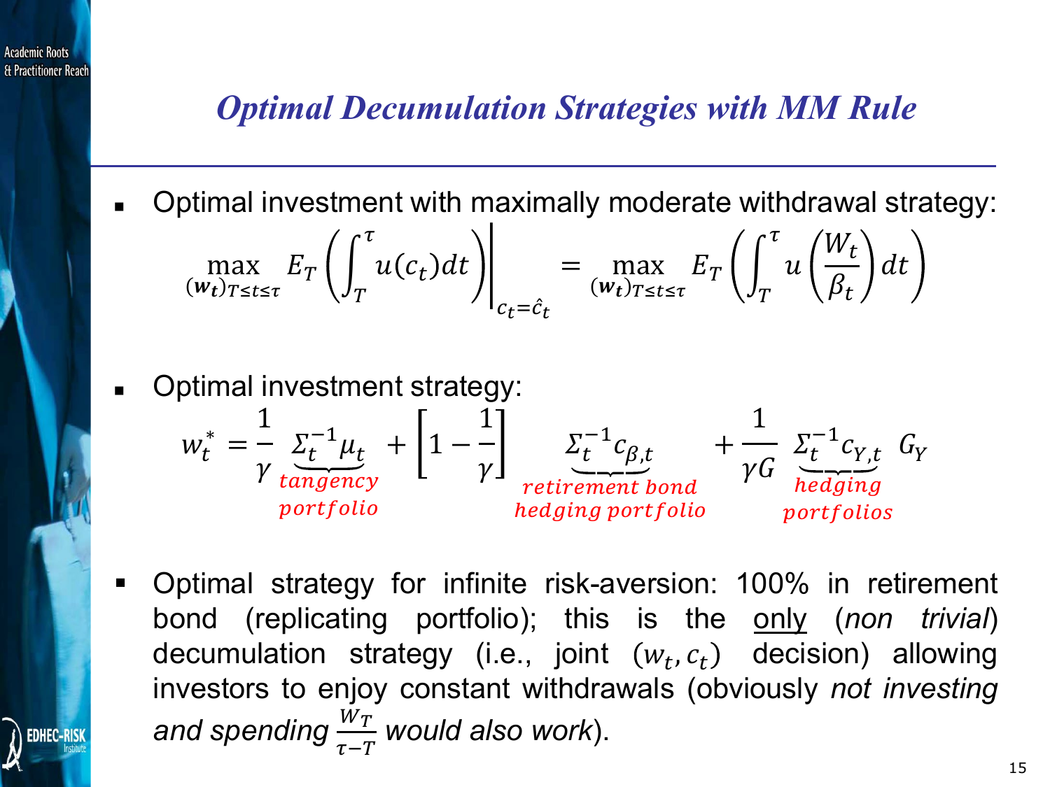## Optimal Decumulation Strategies with MM Rule

- Optimal investment with maximally moderate withdrawal strategy:

$$\max_{(\boldsymbol{w_t})_{T\leq t\leq \tau}} E_T\left(\int_T^\tau u(c_t)dt\right)\Bigg|_{c_t=\hat{c}_t} = \max_{(\boldsymbol{w_t})_{T\leq t\leq \tau}} E_T\left(\int_T^\tau u\left(\frac{W_t}{\beta_t}\right)dt\right)$$

- Optimal investment strategy:

$$w_t^* = \frac{1}{\gamma}\underbrace{\Sigma_t^{-1}\mu_t}_{\substack{tangency\\ portfolio}} + \left[1-\frac{1}{\gamma}\right]\underbrace{\Sigma_t^{-1}c_{\beta,t}}_{\substack{retirement\ bond\\ hedging\ portfolio}} + \frac{1}{\gamma G}\underbrace{\Sigma_t^{-1}c_{Y,t}}_{\substack{hedging\\ portfolios}} G_Y$$

- Optimal strategy for infinite risk-aversion: 100% in retirement bond (replicating portfolio); this is the only (*non trivial*) decumulation strategy (i.e., joint $(w_t, c_t)$ decision) allowing investors to enjoy constant withdrawals (obviously *not investing and spending* $\frac{W_T}{\tau - T}$ *would also work*).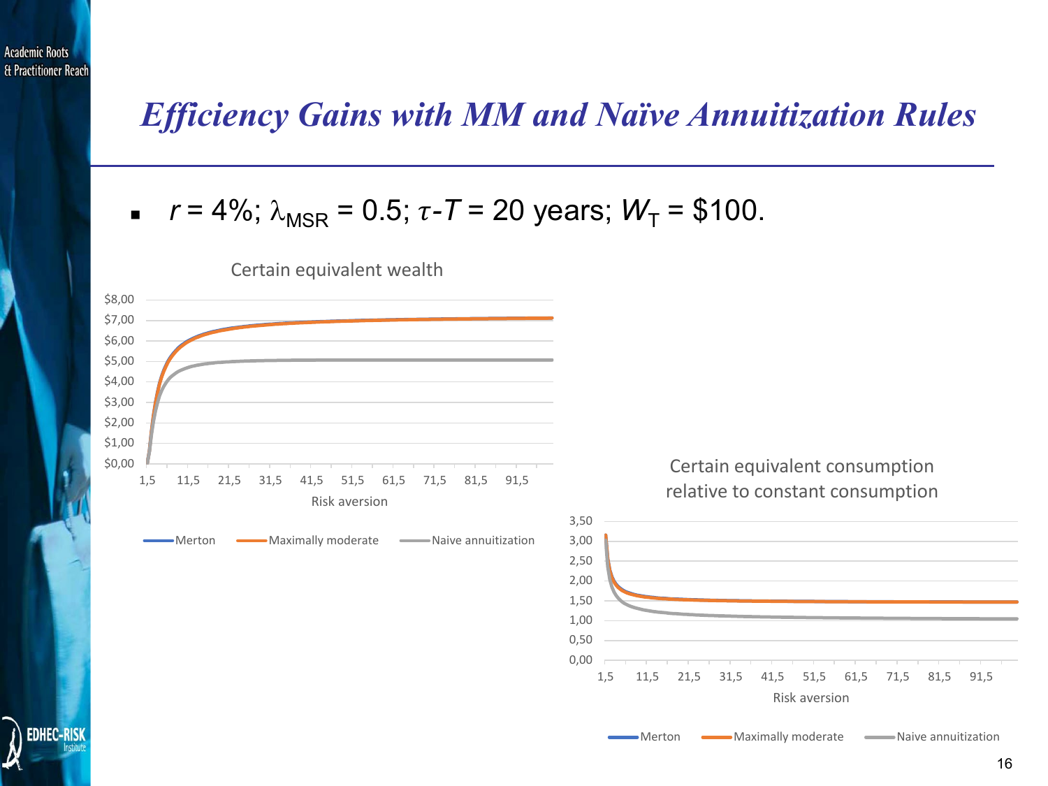# *Efficiency Gains with MM and Naïve Annuitization Rules*

- $r = 4\%$; $\lambda_{MSR} = 0.5$; $\tau\text{-}T = 20$ years; $W_T = \$100$.

Certain equivalent wealth

$8,00
$7,00
$6,00
$5,00
$4,00
$3,00
$2,00
$1,00
$0,00

1,5 11,5 21,5 31,5 41,5 51,5 61,5 71,5 81,5 91,5

Risk aversion

Merton | Maximally moderate | Naive annuitization

Certain equivalent consumption relative to constant consumption

3,50
3,00
2,50
2,00
1,50
1,00
0,50
0,00

1,5 11,5 21,5 31,5 41,5 51,5 61,5 71,5 81,5 91,5

Risk aversion

Merton | Maximally moderate | Naive annuitization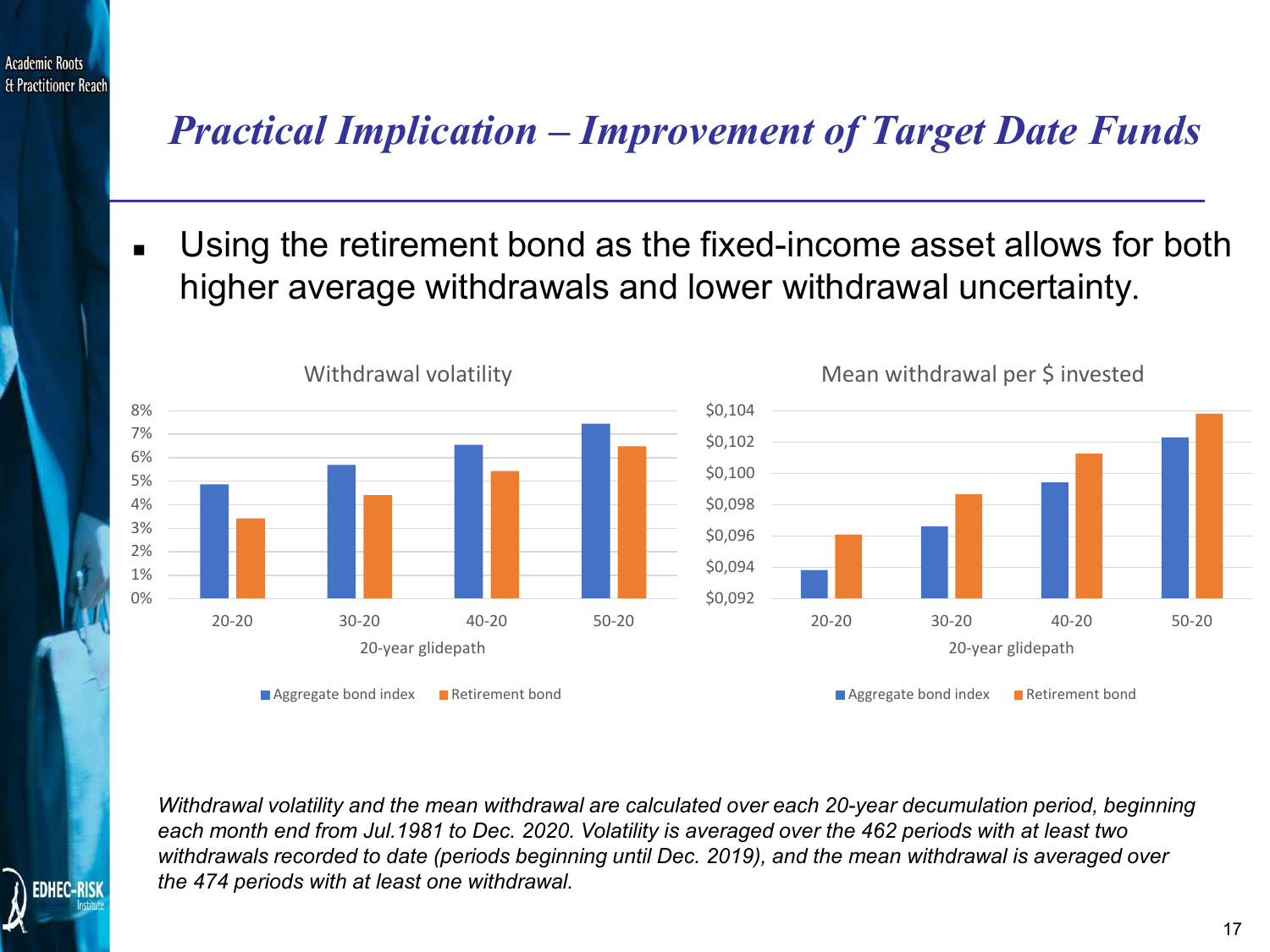# Practical Implication – Improvement of Target Date Funds

- Using the retirement bond as the fixed-income asset allows for both higher average withdrawals and lower withdrawal uncertainty.

*Withdrawal volatility and the mean withdrawal are calculated over each 20-year decumulation period, beginning each month end from Jul.1981 to Dec. 2020. Volatility is averaged over the 462 periods with at least two withdrawals recorded to date (periods beginning until Dec. 2019), and the mean withdrawal is averaged over the 474 periods with at least one withdrawal.*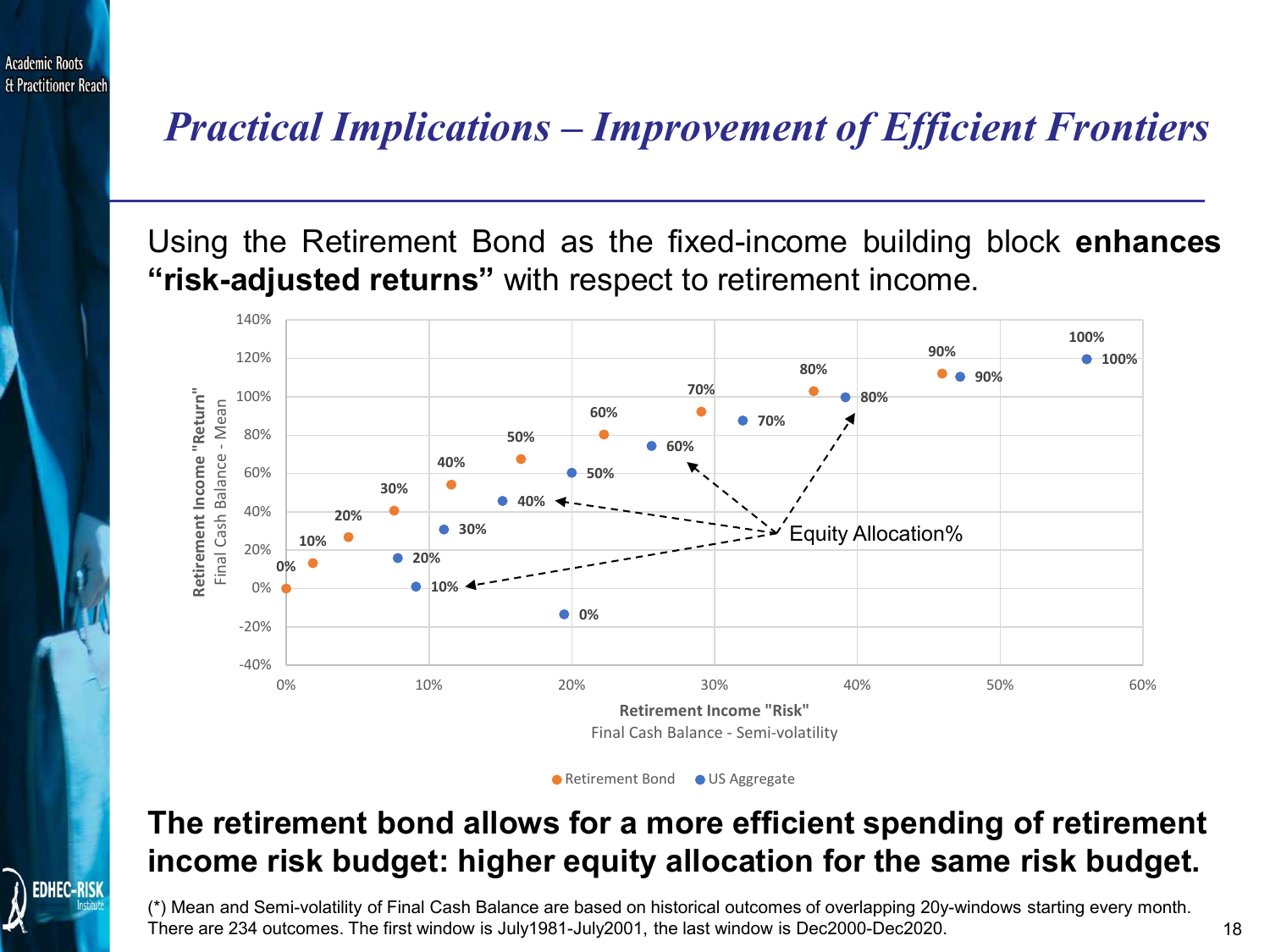## *Practical Implications – Improvement of Efficient Frontiers*

Using the Retirement Bond as the fixed-income building block **enhances "risk-adjusted returns"** with respect to retirement income.

**The retirement bond allows for a more efficient spending of retirement income risk budget: higher equity allocation for the same risk budget.**

(*) Mean and Semi-volatility of Final Cash Balance are based on historical outcomes of overlapping 20y-windows starting every month. There are 234 outcomes. The first window is July1981-July2001, the last window is Dec2000-Dec2020.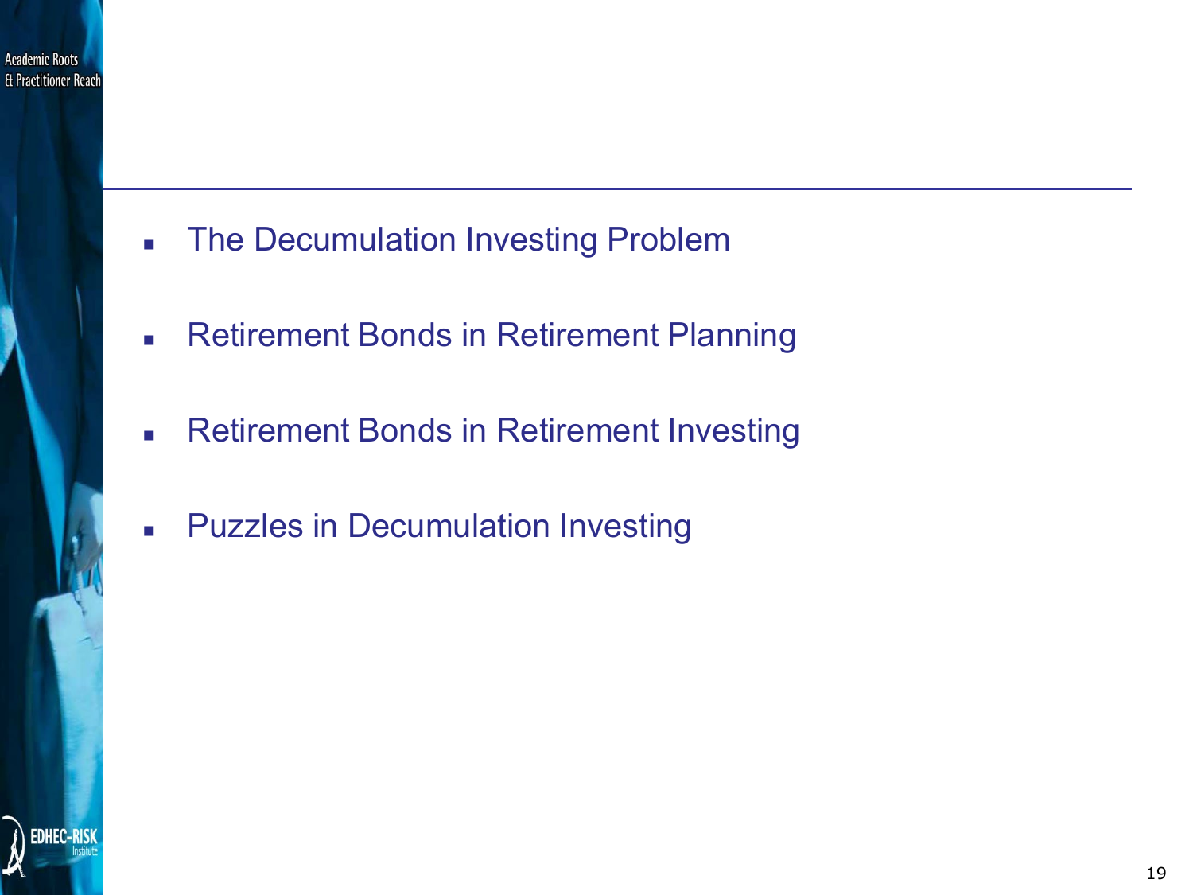- The Decumulation Investing Problem
- Retirement Bonds in Retirement Planning
- Retirement Bonds in Retirement Investing
- Puzzles in Decumulation Investing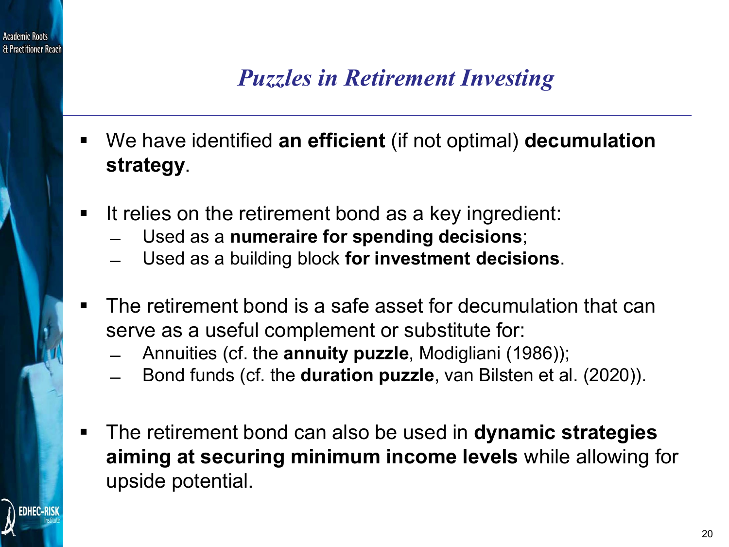# *Puzzles in Retirement Investing*

- We have identified **an efficient** (if not optimal) **decumulation strategy**.

- It relies on the retirement bond as a key ingredient:
  - Used as a **numeraire for spending decisions**;
  - Used as a building block **for investment decisions**.

- The retirement bond is a safe asset for decumulation that can serve as a useful complement or substitute for:
  - Annuities (cf. the **annuity puzzle**, Modigliani (1986));
  - Bond funds (cf. the **duration puzzle**, van Bilsten et al. (2020)).

- The retirement bond can also be used in **dynamic strategies aiming at securing minimum income levels** while allowing for upside potential.